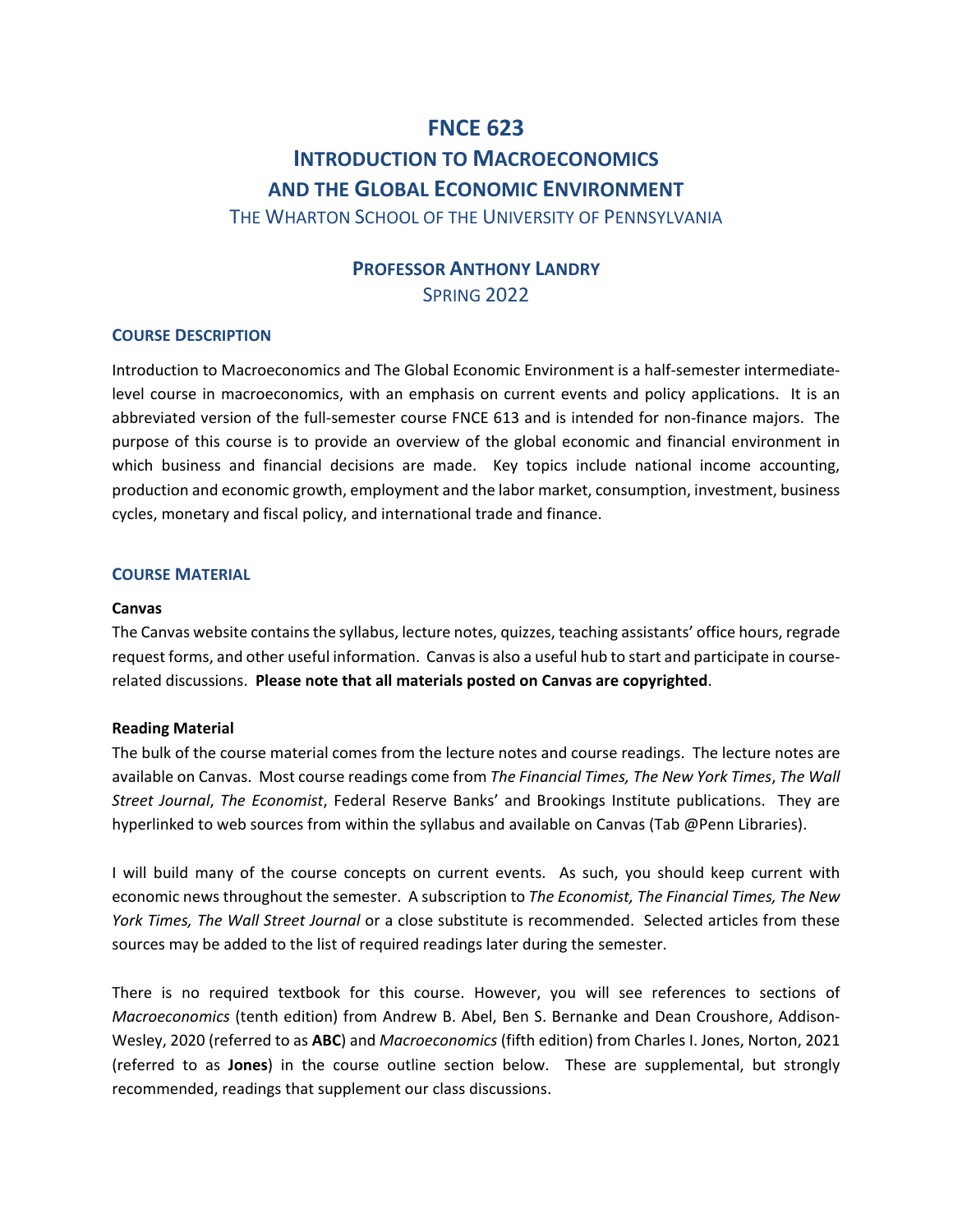# FNCE 623

# Introduction to Macroeconomics and the Global Economic Environment

The Wharton School of the University of Pennsylvania

## Professor Anthony Landry

Spring 2022

### Course Description

Introduction to Macroeconomics and The Global Economic Environment is a half-semester intermediate-level course in macroeconomics, with an emphasis on current events and policy applications. It is an abbreviated version of the full-semester course FNCE 613 and is intended for non-finance majors. The purpose of this course is to provide an overview of the global economic and financial environment in which business and financial decisions are made. Key topics include national income accounting, production and economic growth, employment and the labor market, consumption, investment, business cycles, monetary and fiscal policy, and international trade and finance.

### Course Material

**Canvas**

The Canvas website contains the syllabus, lecture notes, quizzes, teaching assistants' office hours, regrade request forms, and other useful information. Canvas is also a useful hub to start and participate in course-related discussions. **Please note that all materials posted on Canvas are copyrighted**.

**Reading Material**

The bulk of the course material comes from the lecture notes and course readings. The lecture notes are available on Canvas. Most course readings come from *The Financial Times, The New York Times*, *The Wall Street Journal*, *The Economist*, Federal Reserve Banks' and Brookings Institute publications. They are hyperlinked to web sources from within the syllabus and available on Canvas (Tab @Penn Libraries).

I will build many of the course concepts on current events. As such, you should keep current with economic news throughout the semester. A subscription to *The Economist, The Financial Times, The New York Times, The Wall Street Journal* or a close substitute is recommended. Selected articles from these sources may be added to the list of required readings later during the semester.

There is no required textbook for this course. However, you will see references to sections of *Macroeconomics* (tenth edition) from Andrew B. Abel, Ben S. Bernanke and Dean Croushore, Addison-Wesley, 2020 (referred to as **ABC**) and *Macroeconomics* (fifth edition) from Charles I. Jones, Norton, 2021 (referred to as **Jones**) in the course outline section below. These are supplemental, but strongly recommended, readings that supplement our class discussions.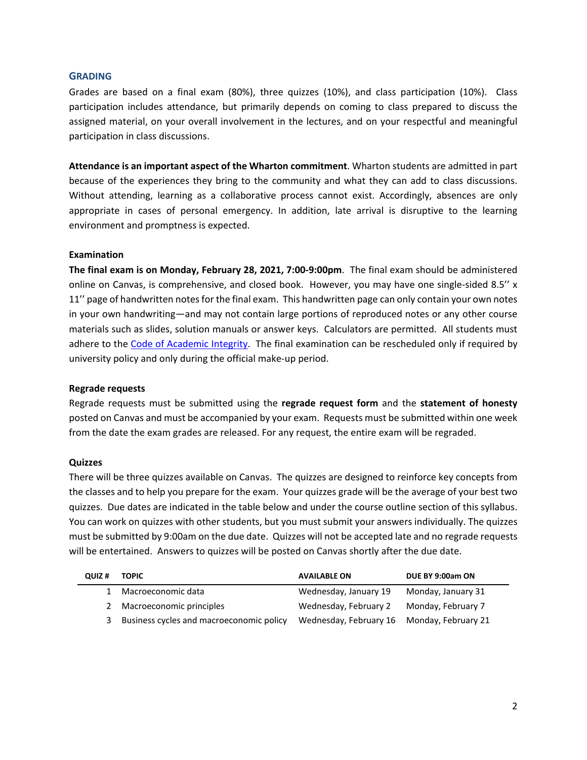## GRADING

Grades are based on a final exam (80%), three quizzes (10%), and class participation (10%). Class participation includes attendance, but primarily depends on coming to class prepared to discuss the assigned material, on your overall involvement in the lectures, and on your respectful and meaningful participation in class discussions.

**Attendance is an important aspect of the Wharton commitment**. Wharton students are admitted in part because of the experiences they bring to the community and what they can add to class discussions. Without attending, learning as a collaborative process cannot exist. Accordingly, absences are only appropriate in cases of personal emergency. In addition, late arrival is disruptive to the learning environment and promptness is expected.

### Examination

**The final exam is on Monday, February 28, 2021, 7:00-9:00pm**. The final exam should be administered online on Canvas, is comprehensive, and closed book. However, you may have one single-sided 8.5'' x 11'' page of handwritten notes for the final exam. This handwritten page can only contain your own notes in your own handwriting—and may not contain large portions of reproduced notes or any other course materials such as slides, solution manuals or answer keys. Calculators are permitted. All students must adhere to the Code of Academic Integrity. The final examination can be rescheduled only if required by university policy and only during the official make-up period.

### Regrade requests

Regrade requests must be submitted using the **regrade request form** and the **statement of honesty** posted on Canvas and must be accompanied by your exam. Requests must be submitted within one week from the date the exam grades are released. For any request, the entire exam will be regraded.

### Quizzes

There will be three quizzes available on Canvas. The quizzes are designed to reinforce key concepts from the classes and to help you prepare for the exam. Your quizzes grade will be the average of your best two quizzes. Due dates are indicated in the table below and under the course outline section of this syllabus. You can work on quizzes with other students, but you must submit your answers individually. The quizzes must be submitted by 9:00am on the due date. Quizzes will not be accepted late and no regrade requests will be entertained. Answers to quizzes will be posted on Canvas shortly after the due date.

| QUIZ # | TOPIC | AVAILABLE ON | DUE BY 9:00am ON |
|---|---|---|---|
| 1 | Macroeconomic data | Wednesday, January 19 | Monday, January 31 |
| 2 | Macroeconomic principles | Wednesday, February 2 | Monday, February 7 |
| 3 | Business cycles and macroeconomic policy | Wednesday, February 16 | Monday, February 21 |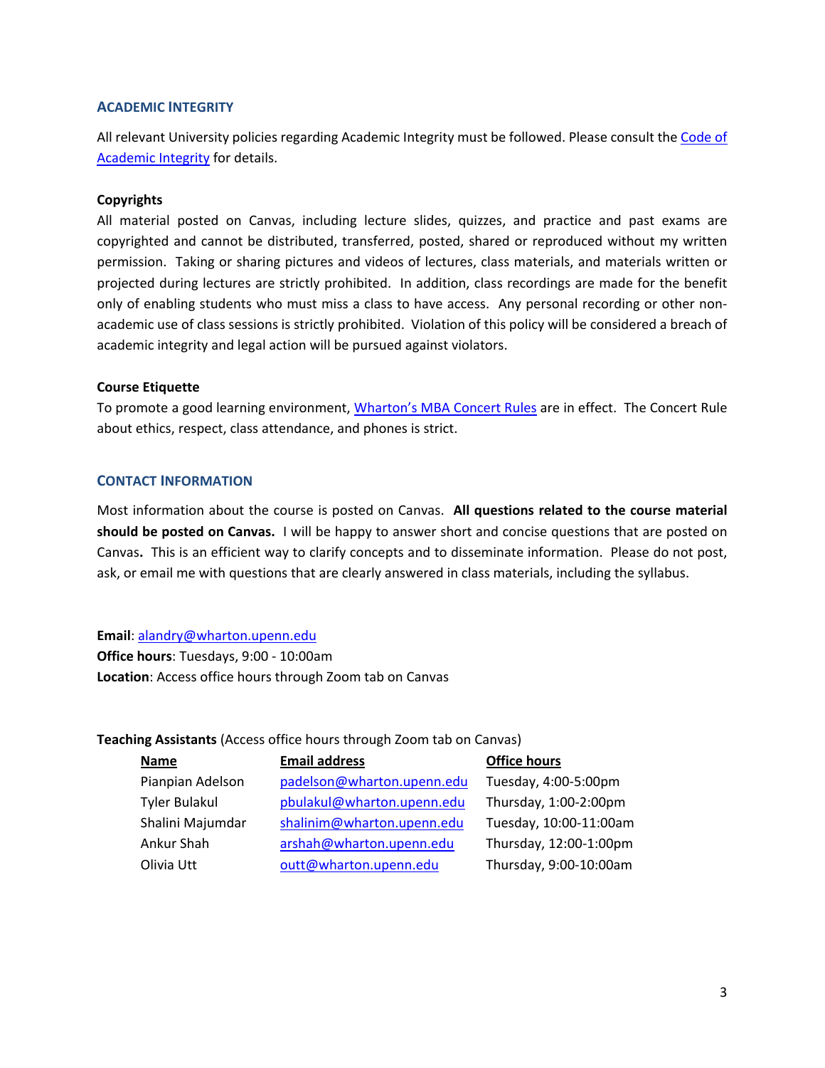## ACADEMIC INTEGRITY

All relevant University policies regarding Academic Integrity must be followed. Please consult the [Code of Academic Integrity](#) for details.

### Copyrights

All material posted on Canvas, including lecture slides, quizzes, and practice and past exams are copyrighted and cannot be distributed, transferred, posted, shared or reproduced without my written permission. Taking or sharing pictures and videos of lectures, class materials, and materials written or projected during lectures are strictly prohibited. In addition, class recordings are made for the benefit only of enabling students who must miss a class to have access. Any personal recording or other non-academic use of class sessions is strictly prohibited. Violation of this policy will be considered a breach of academic integrity and legal action will be pursued against violators.

### Course Etiquette

To promote a good learning environment, [Wharton's MBA Concert Rules](#) are in effect. The Concert Rule about ethics, respect, class attendance, and phones is strict.

## CONTACT INFORMATION

Most information about the course is posted on Canvas. **All questions related to the course material should be posted on Canvas.** I will be happy to answer short and concise questions that are posted on Canvas**.** This is an efficient way to clarify concepts and to disseminate information. Please do not post, ask, or email me with questions that are clearly answered in class materials, including the syllabus.

**Email**: alandry@wharton.upenn.edu
**Office hours**: Tuesdays, 9:00 - 10:00am
**Location**: Access office hours through Zoom tab on Canvas

**Teaching Assistants** (Access office hours through Zoom tab on Canvas)

| Name | Email address | Office hours |
|---|---|---|
| Pianpian Adelson | padelson@wharton.upenn.edu | Tuesday, 4:00-5:00pm |
| Tyler Bulakul | pbulakul@wharton.upenn.edu | Thursday, 1:00-2:00pm |
| Shalini Majumdar | shalinim@wharton.upenn.edu | Tuesday, 10:00-11:00am |
| Ankur Shah | arshah@wharton.upenn.edu | Thursday, 12:00-1:00pm |
| Olivia Utt | outt@wharton.upenn.edu | Thursday, 9:00-10:00am |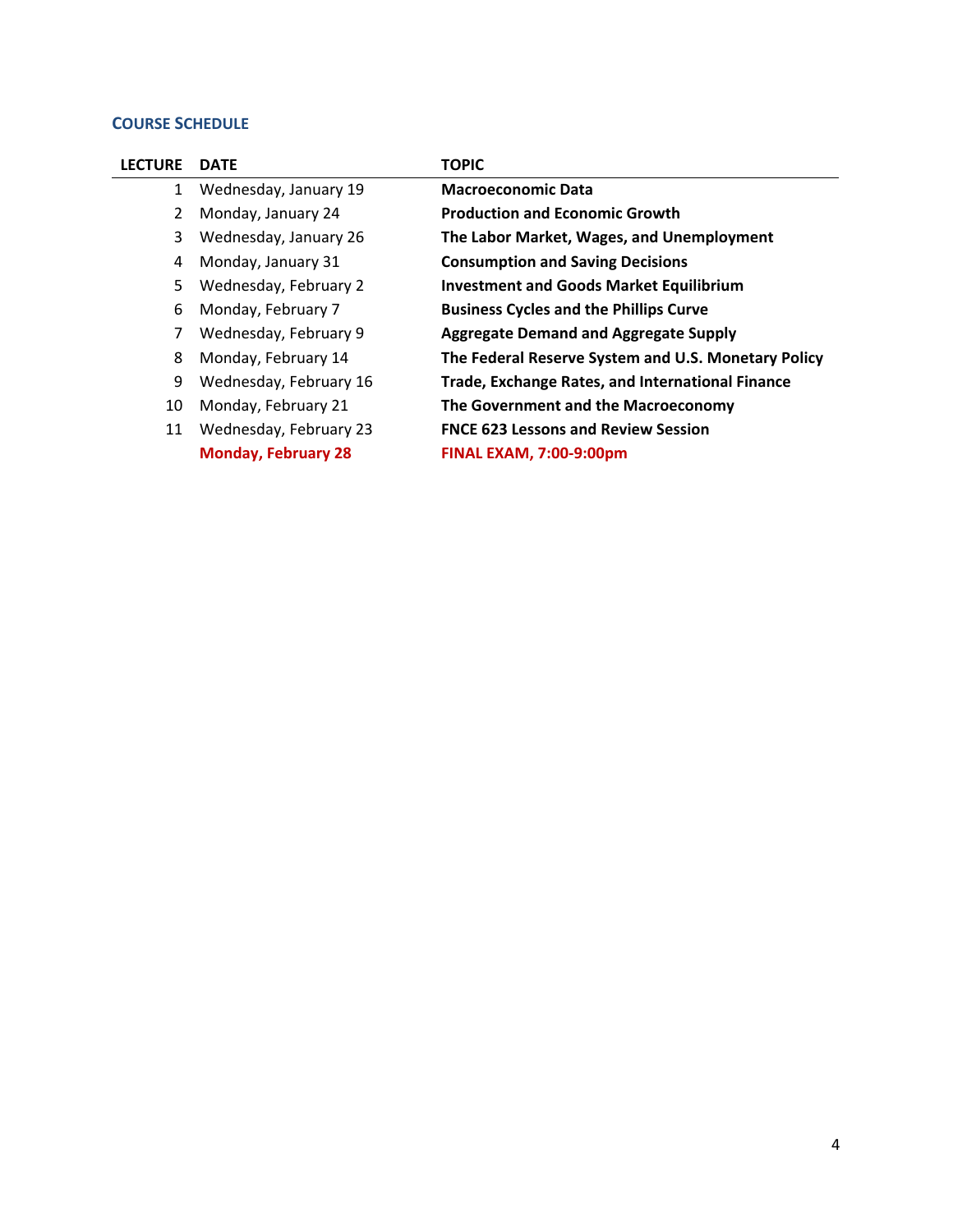## COURSE SCHEDULE

| LECTURE | DATE | TOPIC |
|---|---|---|
| 1 | Wednesday, January 19 | **Macroeconomic Data** |
| 2 | Monday, January 24 | **Production and Economic Growth** |
| 3 | Wednesday, January 26 | **The Labor Market, Wages, and Unemployment** |
| 4 | Monday, January 31 | **Consumption and Saving Decisions** |
| 5 | Wednesday, February 2 | **Investment and Goods Market Equilibrium** |
| 6 | Monday, February 7 | **Business Cycles and the Phillips Curve** |
| 7 | Wednesday, February 9 | **Aggregate Demand and Aggregate Supply** |
| 8 | Monday, February 14 | **The Federal Reserve System and U.S. Monetary Policy** |
| 9 | Wednesday, February 16 | **Trade, Exchange Rates, and International Finance** |
| 10 | Monday, February 21 | **The Government and the Macroeconomy** |
| 11 | Wednesday, February 23 | **FNCE 623 Lessons and Review Session** |
| | **Monday, February 28** | **FINAL EXAM, 7:00-9:00pm** |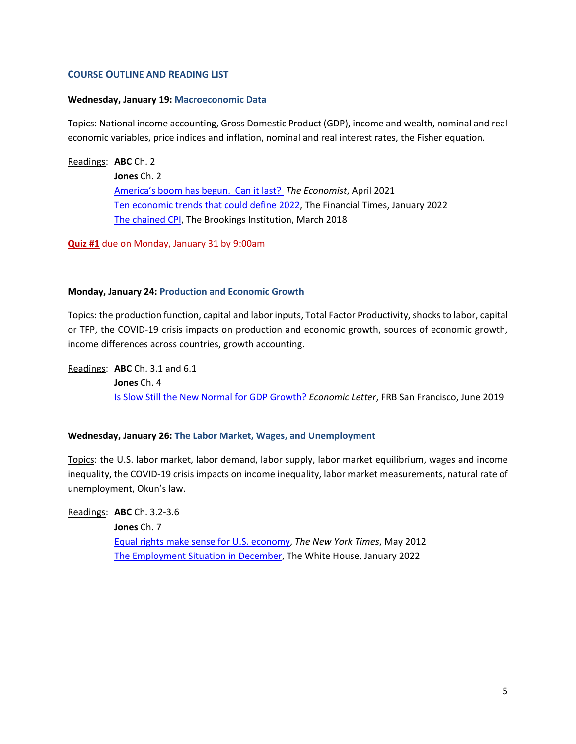## COURSE OUTLINE AND READING LIST

**Wednesday, January 19: Macroeconomic Data**

Topics: National income accounting, Gross Domestic Product (GDP), income and wealth, nominal and real economic variables, price indices and inflation, nominal and real interest rates, the Fisher equation.

Readings: **ABC** Ch. 2
**Jones** Ch. 2
America's boom has begun. Can it last? *The Economist*, April 2021
Ten economic trends that could define 2022, The Financial Times, January 2022
The chained CPI, The Brookings Institution, March 2018

**Quiz #1** due on Monday, January 31 by 9:00am

**Monday, January 24: Production and Economic Growth**

Topics: the production function, capital and labor inputs, Total Factor Productivity, shocks to labor, capital or TFP, the COVID-19 crisis impacts on production and economic growth, sources of economic growth, income differences across countries, growth accounting.

Readings: **ABC** Ch. 3.1 and 6.1
**Jones** Ch. 4
Is Slow Still the New Normal for GDP Growth? *Economic Letter*, FRB San Francisco, June 2019

**Wednesday, January 26: The Labor Market, Wages, and Unemployment**

Topics: the U.S. labor market, labor demand, labor supply, labor market equilibrium, wages and income inequality, the COVID-19 crisis impacts on income inequality, labor market measurements, natural rate of unemployment, Okun's law.

Readings: **ABC** Ch. 3.2-3.6
**Jones** Ch. 7
Equal rights make sense for U.S. economy, *The New York Times*, May 2012
The Employment Situation in December, The White House, January 2022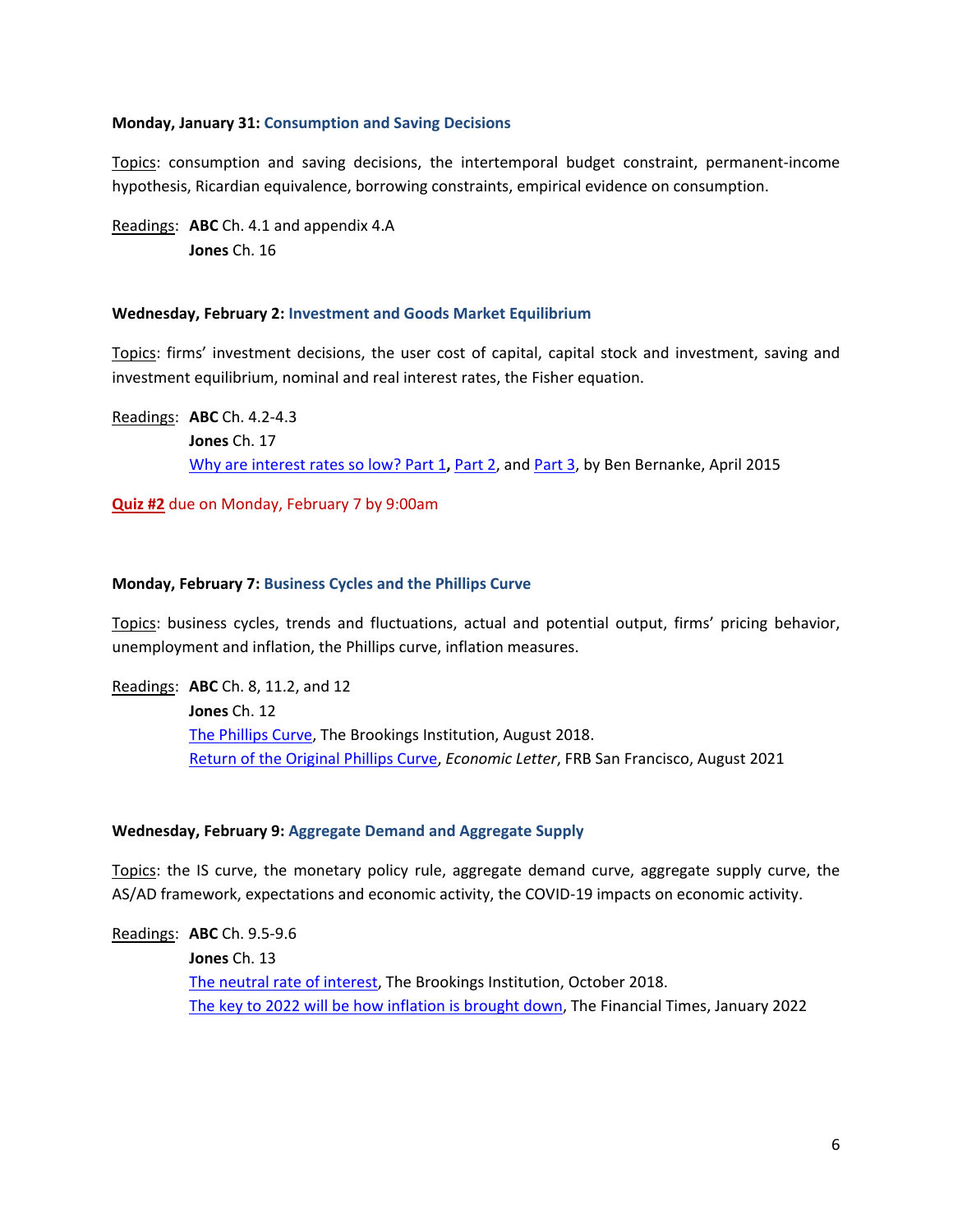**Monday, January 31: Consumption and Saving Decisions**

Topics: consumption and saving decisions, the intertemporal budget constraint, permanent-income hypothesis, Ricardian equivalence, borrowing constraints, empirical evidence on consumption.

Readings: **ABC** Ch. 4.1 and appendix 4.A
**Jones** Ch. 16

**Wednesday, February 2: Investment and Goods Market Equilibrium**

Topics: firms' investment decisions, the user cost of capital, capital stock and investment, saving and investment equilibrium, nominal and real interest rates, the Fisher equation.

Readings: **ABC** Ch. 4.2-4.3
**Jones** Ch. 17
Why are interest rates so low? Part 1**,** Part 2, and Part 3, by Ben Bernanke, April 2015

**Quiz #2** due on Monday, February 7 by 9:00am

**Monday, February 7: Business Cycles and the Phillips Curve**

Topics: business cycles, trends and fluctuations, actual and potential output, firms' pricing behavior, unemployment and inflation, the Phillips curve, inflation measures.

Readings: **ABC** Ch. 8, 11.2, and 12
**Jones** Ch. 12
The Phillips Curve, The Brookings Institution, August 2018.
Return of the Original Phillips Curve, *Economic Letter*, FRB San Francisco, August 2021

**Wednesday, February 9: Aggregate Demand and Aggregate Supply**

Topics: the IS curve, the monetary policy rule, aggregate demand curve, aggregate supply curve, the AS/AD framework, expectations and economic activity, the COVID-19 impacts on economic activity.

Readings: **ABC** Ch. 9.5-9.6
**Jones** Ch. 13
The neutral rate of interest, The Brookings Institution, October 2018.
The key to 2022 will be how inflation is brought down, The Financial Times, January 2022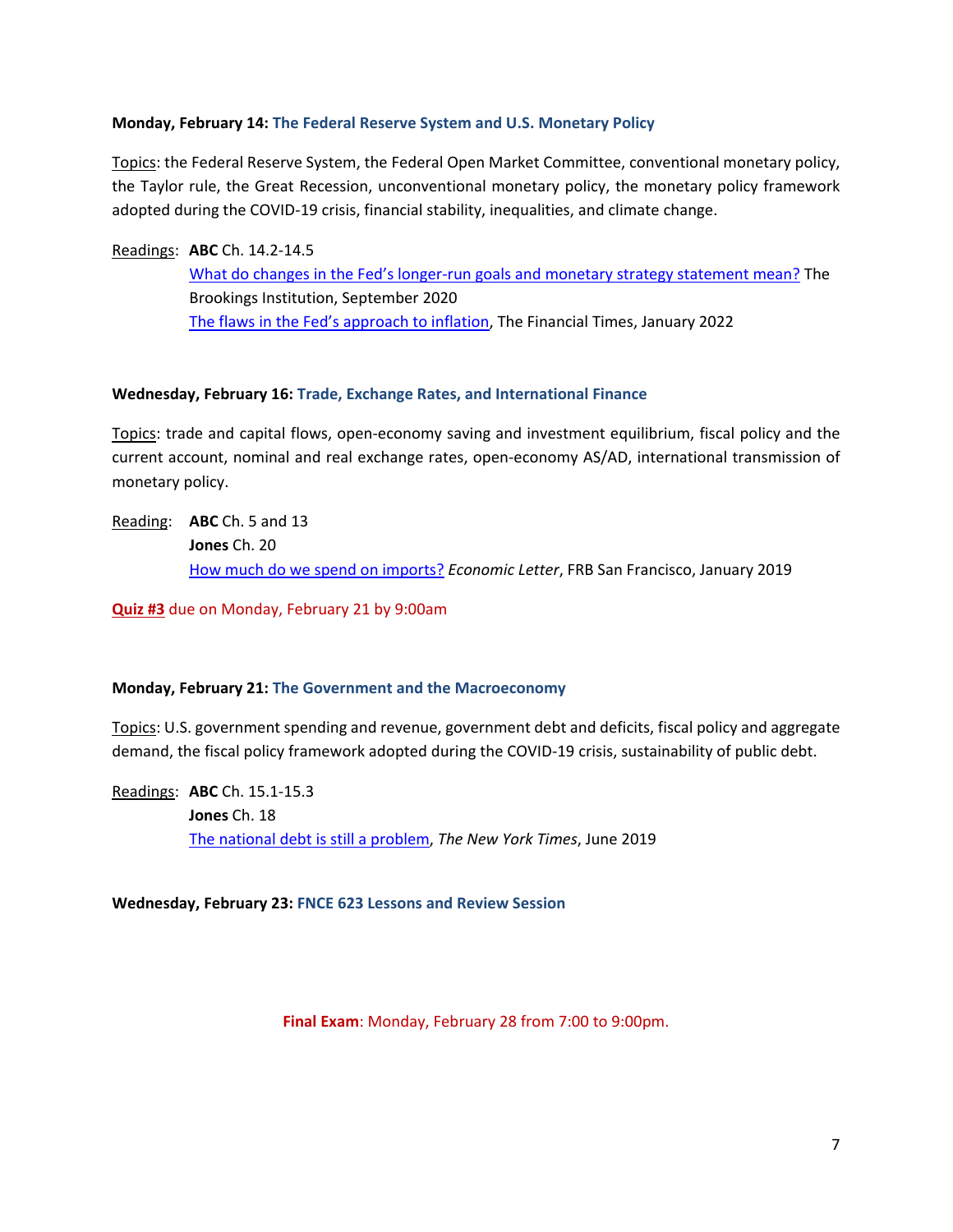**Monday, February 14: The Federal Reserve System and U.S. Monetary Policy**

Topics: the Federal Reserve System, the Federal Open Market Committee, conventional monetary policy, the Taylor rule, the Great Recession, unconventional monetary policy, the monetary policy framework adopted during the COVID-19 crisis, financial stability, inequalities, and climate change.

Readings: **ABC** Ch. 14.2-14.5
What do changes in the Fed's longer-run goals and monetary strategy statement mean? The Brookings Institution, September 2020
The flaws in the Fed's approach to inflation, The Financial Times, January 2022

**Wednesday, February 16: Trade, Exchange Rates, and International Finance**

Topics: trade and capital flows, open-economy saving and investment equilibrium, fiscal policy and the current account, nominal and real exchange rates, open-economy AS/AD, international transmission of monetary policy.

Reading: **ABC** Ch. 5 and 13
**Jones** Ch. 20
How much do we spend on imports? *Economic Letter*, FRB San Francisco, January 2019

**Quiz #3** due on Monday, February 21 by 9:00am

**Monday, February 21: The Government and the Macroeconomy**

Topics: U.S. government spending and revenue, government debt and deficits, fiscal policy and aggregate demand, the fiscal policy framework adopted during the COVID-19 crisis, sustainability of public debt.

Readings: **ABC** Ch. 15.1-15.3
**Jones** Ch. 18
The national debt is still a problem, *The New York Times*, June 2019

**Wednesday, February 23: FNCE 623 Lessons and Review Session**

**Final Exam**: Monday, February 28 from 7:00 to 9:00pm.